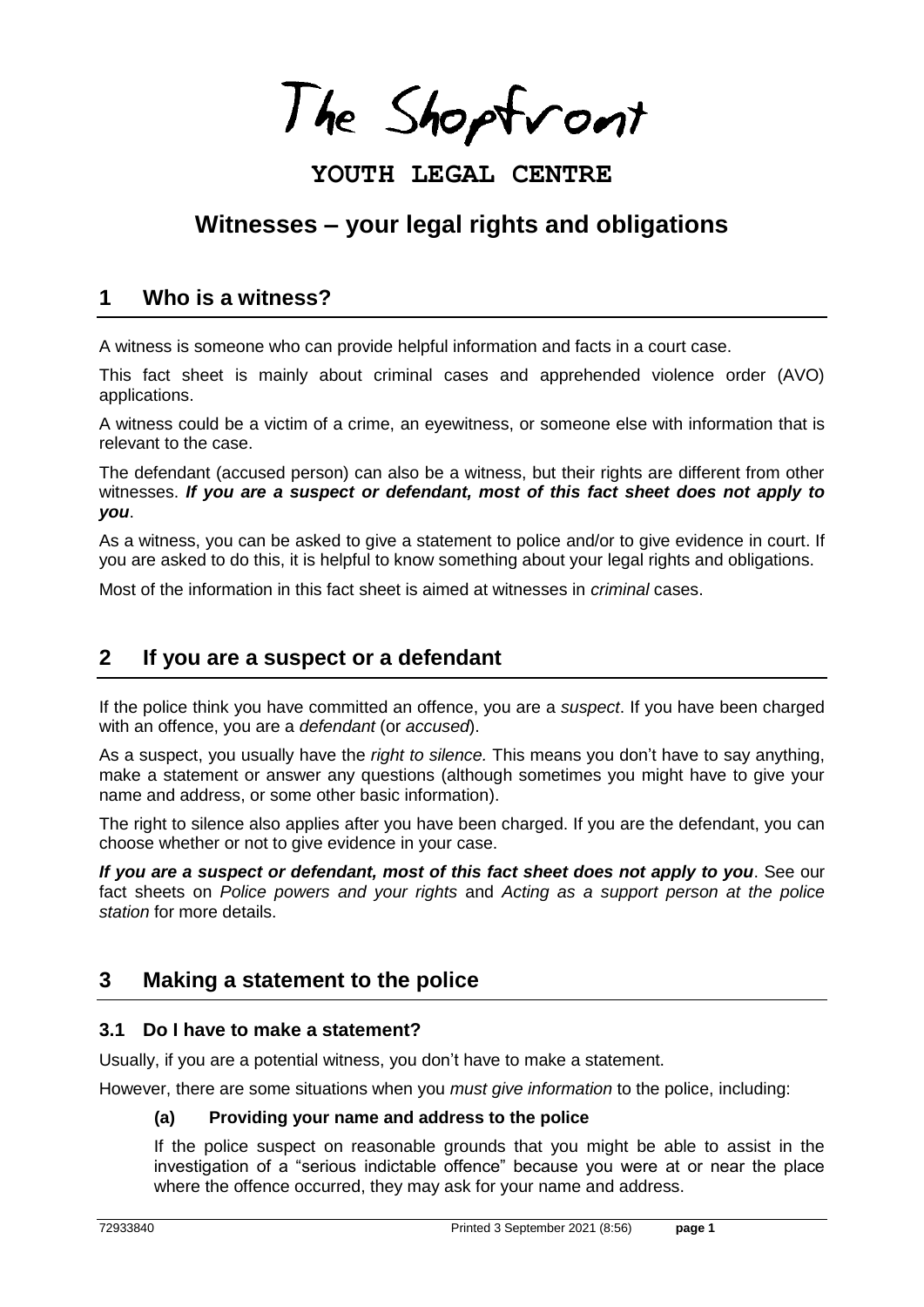The Shopfront

**YOUTH LEGAL CENTRE**

# Witnesses – your legal rights and obligations

## 1 Who is a witness?

A witness is someone who can provide helpful information and facts in a court case.

This fact sheet is mainly about criminal cases and apprehended violence order (AVO) applications.

A witness could be a victim of a crime, an eyewitness, or someone else with information that is relevant to the case.

The defendant (accused person) can also be a witness, but their rights are different from other witnesses. ***If you are a suspect or defendant, most of this fact sheet does not apply to you***.

As a witness, you can be asked to give a statement to police and/or to give evidence in court. If you are asked to do this, it is helpful to know something about your legal rights and obligations.

Most of the information in this fact sheet is aimed at witnesses in *criminal* cases.

## 2 If you are a suspect or a defendant

If the police think you have committed an offence, you are a *suspect*. If you have been charged with an offence, you are a *defendant* (or *accused*).

As a suspect, you usually have the *right to silence.* This means you don't have to say anything, make a statement or answer any questions (although sometimes you might have to give your name and address, or some other basic information).

The right to silence also applies after you have been charged. If you are the defendant, you can choose whether or not to give evidence in your case.

***If you are a suspect or defendant, most of this fact sheet does not apply to you***. See our fact sheets on *Police powers and your rights* and *Acting as a support person at the police station* for more details.

## 3 Making a statement to the police

### 3.1 Do I have to make a statement?

Usually, if you are a potential witness, you don't have to make a statement.

However, there are some situations when you *must give information* to the police, including:

#### (a) Providing your name and address to the police

If the police suspect on reasonable grounds that you might be able to assist in the investigation of a "serious indictable offence" because you were at or near the place where the offence occurred, they may ask for your name and address.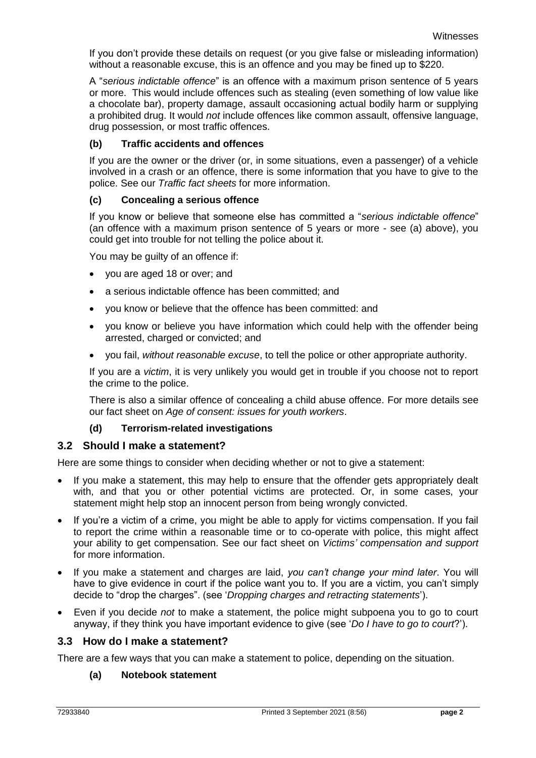If you don't provide these details on request (or you give false or misleading information) without a reasonable excuse, this is an offence and you may be fined up to $220.

A "*serious indictable offence*" is an offence with a maximum prison sentence of 5 years or more. This would include offences such as stealing (even something of low value like a chocolate bar), property damage, assault occasioning actual bodily harm or supplying a prohibited drug. It would *not* include offences like common assault, offensive language, drug possession, or most traffic offences.

#### (b) Traffic accidents and offences

If you are the owner or the driver (or, in some situations, even a passenger) of a vehicle involved in a crash or an offence, there is some information that you have to give to the police. See our *Traffic fact sheets* for more information.

#### (c) Concealing a serious offence

If you know or believe that someone else has committed a "*serious indictable offence*" (an offence with a maximum prison sentence of 5 years or more - see (a) above), you could get into trouble for not telling the police about it.

You may be guilty of an offence if:

- you are aged 18 or over; and
- a serious indictable offence has been committed; and
- you know or believe that the offence has been committed: and
- you know or believe you have information which could help with the offender being arrested, charged or convicted; and
- you fail, *without reasonable excuse*, to tell the police or other appropriate authority.

If you are a *victim*, it is very unlikely you would get in trouble if you choose not to report the crime to the police.

There is also a similar offence of concealing a child abuse offence. For more details see our fact sheet on *Age of consent: issues for youth workers*.

#### (d) Terrorism-related investigations

### 3.2 Should I make a statement?

Here are some things to consider when deciding whether or not to give a statement:

- If you make a statement, this may help to ensure that the offender gets appropriately dealt with, and that you or other potential victims are protected. Or, in some cases, your statement might help stop an innocent person from being wrongly convicted.
- If you're a victim of a crime, you might be able to apply for victims compensation. If you fail to report the crime within a reasonable time or to co-operate with police, this might affect your ability to get compensation. See our fact sheet on *Victims' compensation and support* for more information.
- If you make a statement and charges are laid, *you can't change your mind later*. You will have to give evidence in court if the police want you to. If you are a victim, you can't simply decide to "drop the charges". (see '*Dropping charges and retracting statements*').
- Even if you decide *not* to make a statement, the police might subpoena you to go to court anyway, if they think you have important evidence to give (see '*Do I have to go to court*?').

### 3.3 How do I make a statement?

There are a few ways that you can make a statement to police, depending on the situation.

#### (a) Notebook statement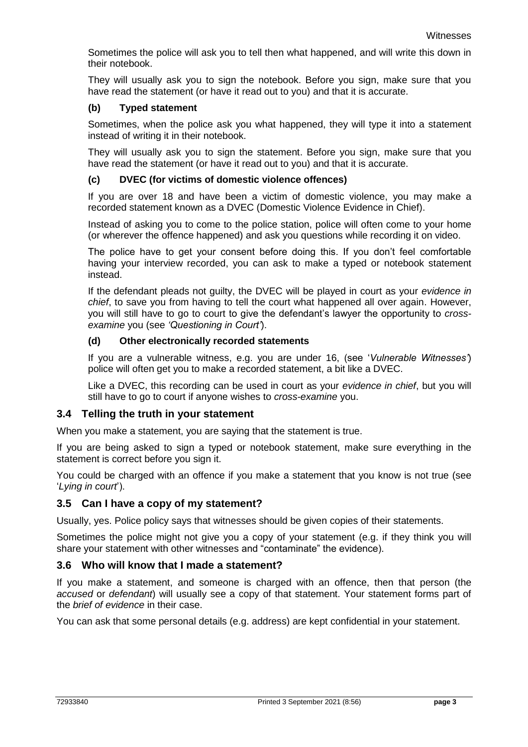Sometimes the police will ask you to tell then what happened, and will write this down in their notebook.

They will usually ask you to sign the notebook. Before you sign, make sure that you have read the statement (or have it read out to you) and that it is accurate.

### (b) Typed statement

Sometimes, when the police ask you what happened, they will type it into a statement instead of writing it in their notebook.

They will usually ask you to sign the statement. Before you sign, make sure that you have read the statement (or have it read out to you) and that it is accurate.

### (c) DVEC (for victims of domestic violence offences)

If you are over 18 and have been a victim of domestic violence, you may make a recorded statement known as a DVEC (Domestic Violence Evidence in Chief).

Instead of asking you to come to the police station, police will often come to your home (or wherever the offence happened) and ask you questions while recording it on video.

The police have to get your consent before doing this. If you don't feel comfortable having your interview recorded, you can ask to make a typed or notebook statement instead.

If the defendant pleads not guilty, the DVEC will be played in court as your *evidence in chief*, to save you from having to tell the court what happened all over again. However, you will still have to go to court to give the defendant's lawyer the opportunity to *cross-examine* you (see *'Questioning in Court'*).

### (d) Other electronically recorded statements

If you are a vulnerable witness, e.g. you are under 16, (see '*Vulnerable Witnesses*') police will often get you to make a recorded statement, a bit like a DVEC.

Like a DVEC, this recording can be used in court as your *evidence in chief*, but you will still have to go to court if anyone wishes to *cross-examine* you.

## 3.4 Telling the truth in your statement

When you make a statement, you are saying that the statement is true.

If you are being asked to sign a typed or notebook statement, make sure everything in the statement is correct before you sign it.

You could be charged with an offence if you make a statement that you know is not true (see '*Lying in court*').

## 3.5 Can I have a copy of my statement?

Usually, yes. Police policy says that witnesses should be given copies of their statements.

Sometimes the police might not give you a copy of your statement (e.g. if they think you will share your statement with other witnesses and "contaminate" the evidence).

## 3.6 Who will know that I made a statement?

If you make a statement, and someone is charged with an offence, then that person (the *accused* or *defendant*) will usually see a copy of that statement. Your statement forms part of the *brief of evidence* in their case.

You can ask that some personal details (e.g. address) are kept confidential in your statement.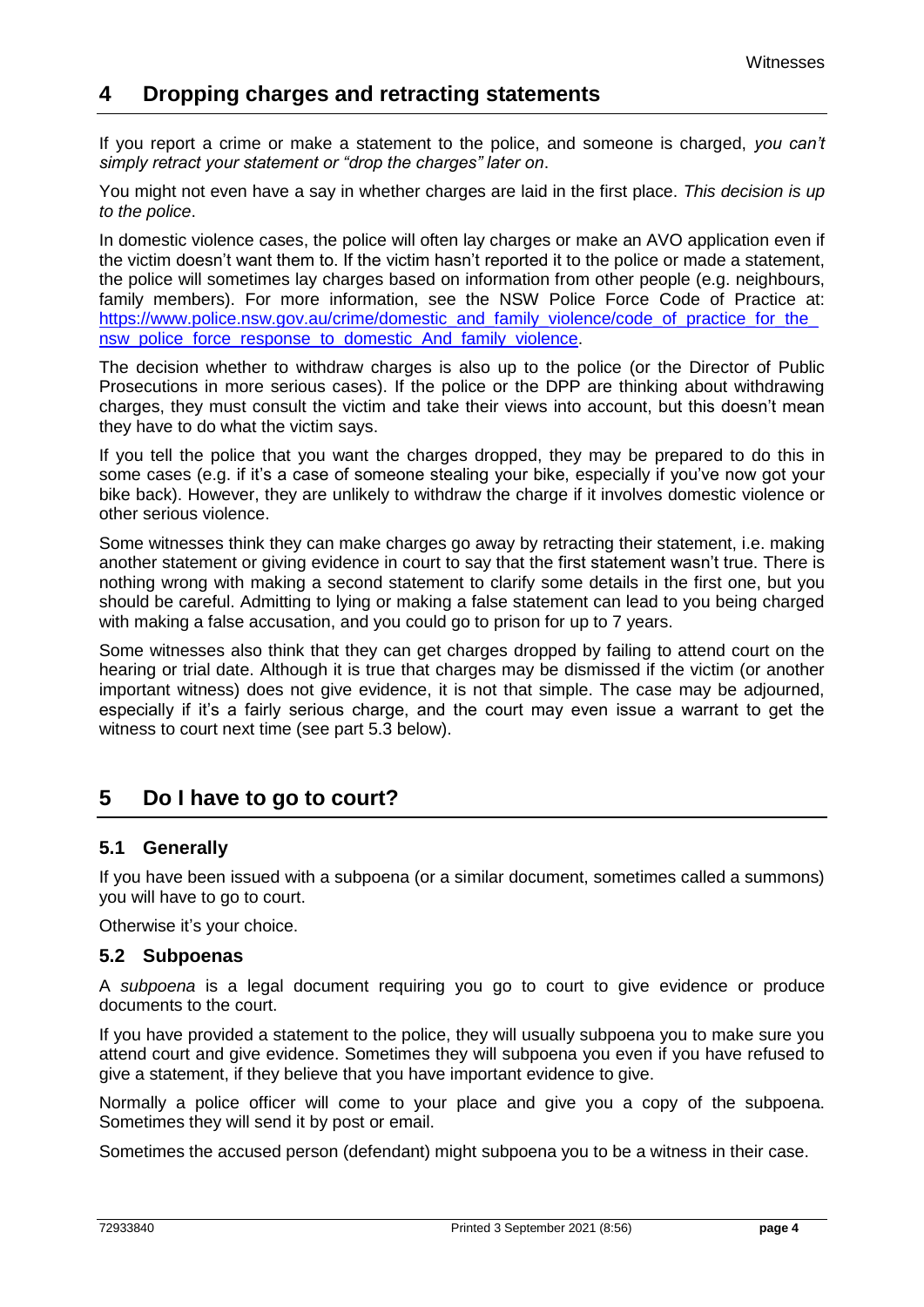## 4 Dropping charges and retracting statements

If you report a crime or make a statement to the police, and someone is charged, *you can't simply retract your statement or "drop the charges" later on*.

You might not even have a say in whether charges are laid in the first place. *This decision is up to the police*.

In domestic violence cases, the police will often lay charges or make an AVO application even if the victim doesn't want them to. If the victim hasn't reported it to the police or made a statement, the police will sometimes lay charges based on information from other people (e.g. neighbours, family members). For more information, see the NSW Police Force Code of Practice at: [https://www.police.nsw.gov.au/crime/domestic_and_family_violence/code_of_practice_for_the_nsw_police_force_response_to_domestic_And_family_violence](https://www.police.nsw.gov.au/crime/domestic_and_family_violence/code_of_practice_for_the_nsw_police_force_response_to_domestic_And_family_violence).

The decision whether to withdraw charges is also up to the police (or the Director of Public Prosecutions in more serious cases). If the police or the DPP are thinking about withdrawing charges, they must consult the victim and take their views into account, but this doesn't mean they have to do what the victim says.

If you tell the police that you want the charges dropped, they may be prepared to do this in some cases (e.g. if it's a case of someone stealing your bike, especially if you've now got your bike back). However, they are unlikely to withdraw the charge if it involves domestic violence or other serious violence.

Some witnesses think they can make charges go away by retracting their statement, i.e. making another statement or giving evidence in court to say that the first statement wasn't true. There is nothing wrong with making a second statement to clarify some details in the first one, but you should be careful. Admitting to lying or making a false statement can lead to you being charged with making a false accusation, and you could go to prison for up to 7 years.

Some witnesses also think that they can get charges dropped by failing to attend court on the hearing or trial date. Although it is true that charges may be dismissed if the victim (or another important witness) does not give evidence, it is not that simple. The case may be adjourned, especially if it's a fairly serious charge, and the court may even issue a warrant to get the witness to court next time (see part 5.3 below).

## 5 Do I have to go to court?

### 5.1 Generally

If you have been issued with a subpoena (or a similar document, sometimes called a summons) you will have to go to court.

Otherwise it's your choice.

### 5.2 Subpoenas

A *subpoena* is a legal document requiring you go to court to give evidence or produce documents to the court.

If you have provided a statement to the police, they will usually subpoena you to make sure you attend court and give evidence. Sometimes they will subpoena you even if you have refused to give a statement, if they believe that you have important evidence to give.

Normally a police officer will come to your place and give you a copy of the subpoena. Sometimes they will send it by post or email.

Sometimes the accused person (defendant) might subpoena you to be a witness in their case.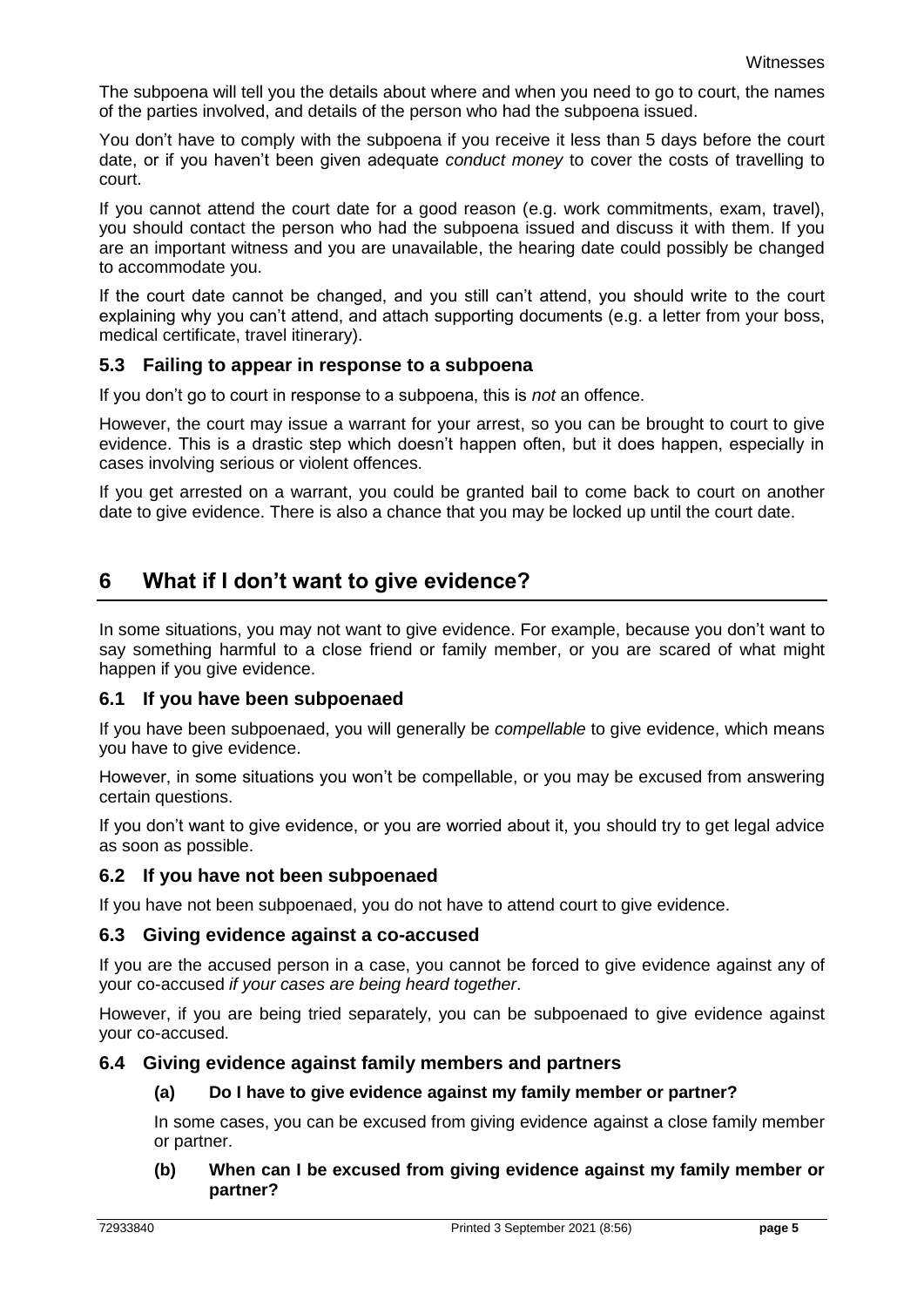The subpoena will tell you the details about where and when you need to go to court, the names of the parties involved, and details of the person who had the subpoena issued.

You don't have to comply with the subpoena if you receive it less than 5 days before the court date, or if you haven't been given adequate *conduct money* to cover the costs of travelling to court.

If you cannot attend the court date for a good reason (e.g. work commitments, exam, travel), you should contact the person who had the subpoena issued and discuss it with them. If you are an important witness and you are unavailable, the hearing date could possibly be changed to accommodate you.

If the court date cannot be changed, and you still can't attend, you should write to the court explaining why you can't attend, and attach supporting documents (e.g. a letter from your boss, medical certificate, travel itinerary).

### 5.3 Failing to appear in response to a subpoena

If you don't go to court in response to a subpoena, this is *not* an offence.

However, the court may issue a warrant for your arrest, so you can be brought to court to give evidence. This is a drastic step which doesn't happen often, but it does happen, especially in cases involving serious or violent offences.

If you get arrested on a warrant, you could be granted bail to come back to court on another date to give evidence. There is also a chance that you may be locked up until the court date.

## 6 What if I don't want to give evidence?

In some situations, you may not want to give evidence. For example, because you don't want to say something harmful to a close friend or family member, or you are scared of what might happen if you give evidence.

### 6.1 If you have been subpoenaed

If you have been subpoenaed, you will generally be *compellable* to give evidence, which means you have to give evidence.

However, in some situations you won't be compellable, or you may be excused from answering certain questions.

If you don't want to give evidence, or you are worried about it, you should try to get legal advice as soon as possible.

### 6.2 If you have not been subpoenaed

If you have not been subpoenaed, you do not have to attend court to give evidence.

### 6.3 Giving evidence against a co-accused

If you are the accused person in a case, you cannot be forced to give evidence against any of your co-accused *if your cases are being heard together*.

However, if you are being tried separately, you can be subpoenaed to give evidence against your co-accused.

### 6.4 Giving evidence against family members and partners

#### (a) Do I have to give evidence against my family member or partner?

In some cases, you can be excused from giving evidence against a close family member or partner.

#### (b) When can I be excused from giving evidence against my family member or partner?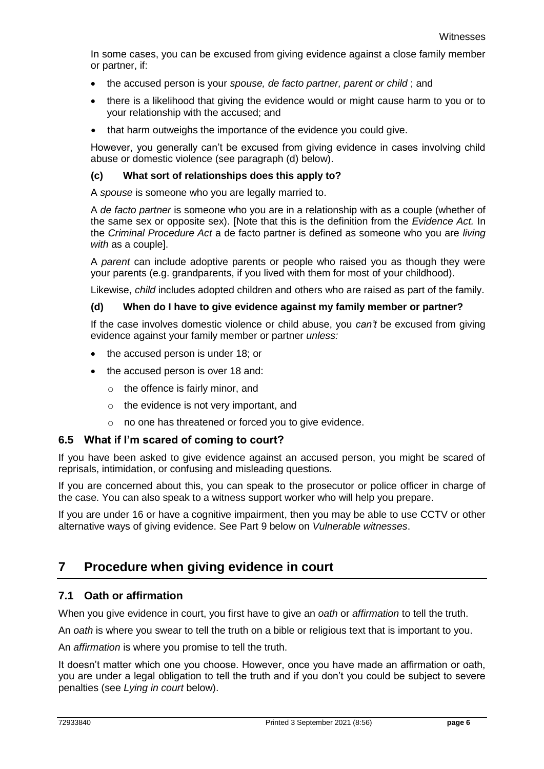In some cases, you can be excused from giving evidence against a close family member or partner, if:

- the accused person is your *spouse, de facto partner, parent or child* ; and
- there is a likelihood that giving the evidence would or might cause harm to you or to your relationship with the accused; and
- that harm outweighs the importance of the evidence you could give.

However, you generally can't be excused from giving evidence in cases involving child abuse or domestic violence (see paragraph (d) below).

#### (c) What sort of relationships does this apply to?

A *spouse* is someone who you are legally married to.

A *de facto partner* is someone who you are in a relationship with as a couple (whether of the same sex or opposite sex). [Note that this is the definition from the *Evidence Act.* In the *Criminal Procedure Act* a de facto partner is defined as someone who you are *living with* as a couple].

A *parent* can include adoptive parents or people who raised you as though they were your parents (e.g. grandparents, if you lived with them for most of your childhood).

Likewise, *child* includes adopted children and others who are raised as part of the family.

#### (d) When do I have to give evidence against my family member or partner?

If the case involves domestic violence or child abuse, you *can't* be excused from giving evidence against your family member or partner *unless:*

- the accused person is under 18; or
- the accused person is over 18 and:
  - the offence is fairly minor, and
  - the evidence is not very important, and
  - no one has threatened or forced you to give evidence.

### 6.5 What if I'm scared of coming to court?

If you have been asked to give evidence against an accused person, you might be scared of reprisals, intimidation, or confusing and misleading questions.

If you are concerned about this, you can speak to the prosecutor or police officer in charge of the case. You can also speak to a witness support worker who will help you prepare.

If you are under 16 or have a cognitive impairment, then you may be able to use CCTV or other alternative ways of giving evidence. See Part 9 below on *Vulnerable witnesses*.

## 7 Procedure when giving evidence in court

### 7.1 Oath or affirmation

When you give evidence in court, you first have to give an *oath* or *affirmation* to tell the truth.

An *oath* is where you swear to tell the truth on a bible or religious text that is important to you.

An *affirmation* is where you promise to tell the truth.

It doesn't matter which one you choose. However, once you have made an affirmation or oath, you are under a legal obligation to tell the truth and if you don't you could be subject to severe penalties (see *Lying in court* below).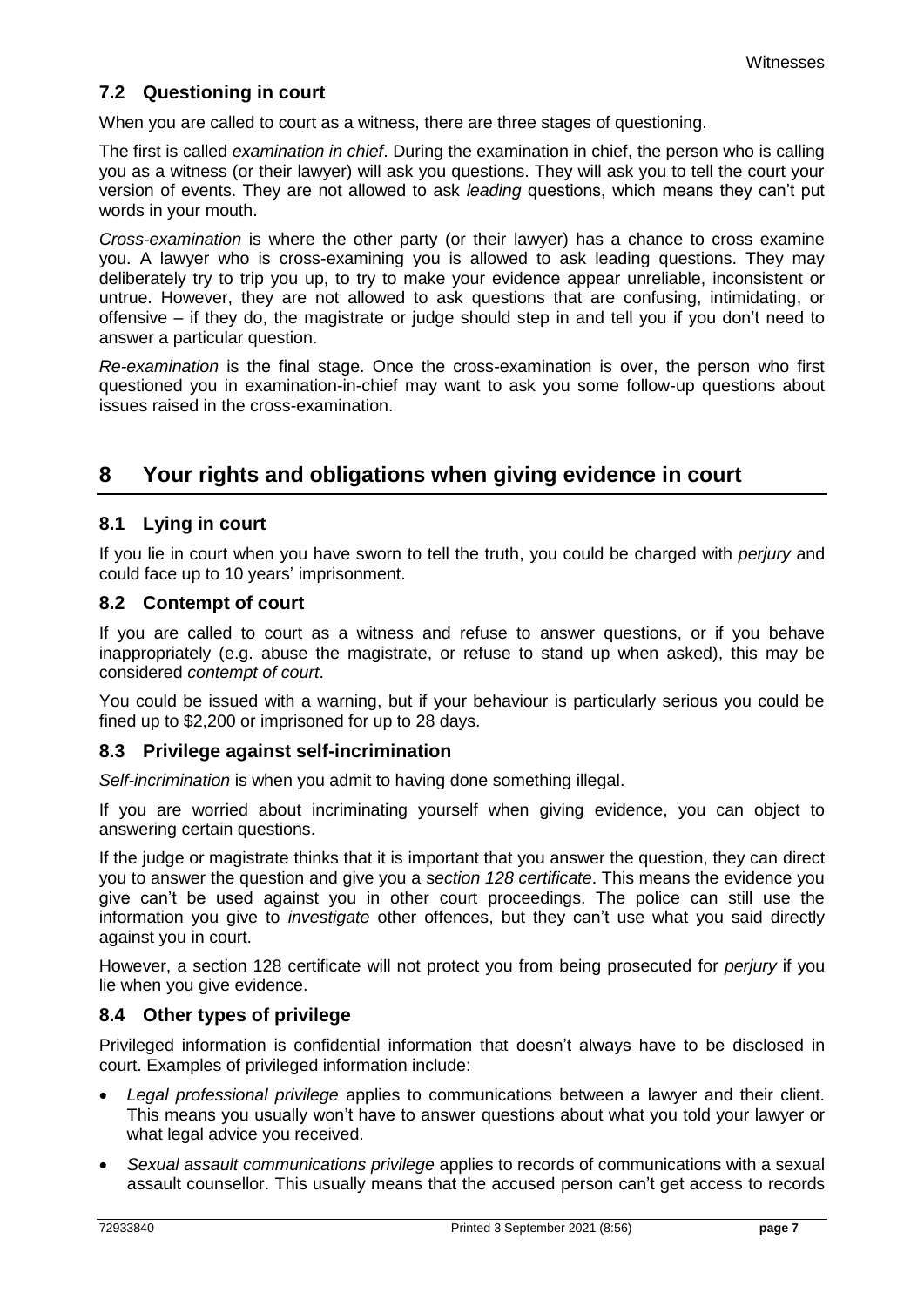### 7.2 Questioning in court

When you are called to court as a witness, there are three stages of questioning.

The first is called *examination in chief*. During the examination in chief, the person who is calling you as a witness (or their lawyer) will ask you questions. They will ask you to tell the court your version of events. They are not allowed to ask *leading* questions, which means they can't put words in your mouth.

*Cross-examination* is where the other party (or their lawyer) has a chance to cross examine you. A lawyer who is cross-examining you is allowed to ask leading questions. They may deliberately try to trip you up, to try to make your evidence appear unreliable, inconsistent or untrue. However, they are not allowed to ask questions that are confusing, intimidating, or offensive – if they do, the magistrate or judge should step in and tell you if you don't need to answer a particular question.

*Re-examination* is the final stage. Once the cross-examination is over, the person who first questioned you in examination-in-chief may want to ask you some follow-up questions about issues raised in the cross-examination.

## 8 Your rights and obligations when giving evidence in court

### 8.1 Lying in court

If you lie in court when you have sworn to tell the truth, you could be charged with *perjury* and could face up to 10 years' imprisonment.

### 8.2 Contempt of court

If you are called to court as a witness and refuse to answer questions, or if you behave inappropriately (e.g. abuse the magistrate, or refuse to stand up when asked), this may be considered *contempt of court*.

You could be issued with a warning, but if your behaviour is particularly serious you could be fined up to $2,200 or imprisoned for up to 28 days.

### 8.3 Privilege against self-incrimination

*Self-incrimination* is when you admit to having done something illegal.

If you are worried about incriminating yourself when giving evidence, you can object to answering certain questions.

If the judge or magistrate thinks that it is important that you answer the question, they can direct you to answer the question and give you a *section 128 certificate*. This means the evidence you give can't be used against you in other court proceedings. The police can still use the information you give to *investigate* other offences, but they can't use what you said directly against you in court.

However, a section 128 certificate will not protect you from being prosecuted for *perjury* if you lie when you give evidence.

### 8.4 Other types of privilege

Privileged information is confidential information that doesn't always have to be disclosed in court. Examples of privileged information include:

- *Legal professional privilege* applies to communications between a lawyer and their client. This means you usually won't have to answer questions about what you told your lawyer or what legal advice you received.
- *Sexual assault communications privilege* applies to records of communications with a sexual assault counsellor. This usually means that the accused person can't get access to records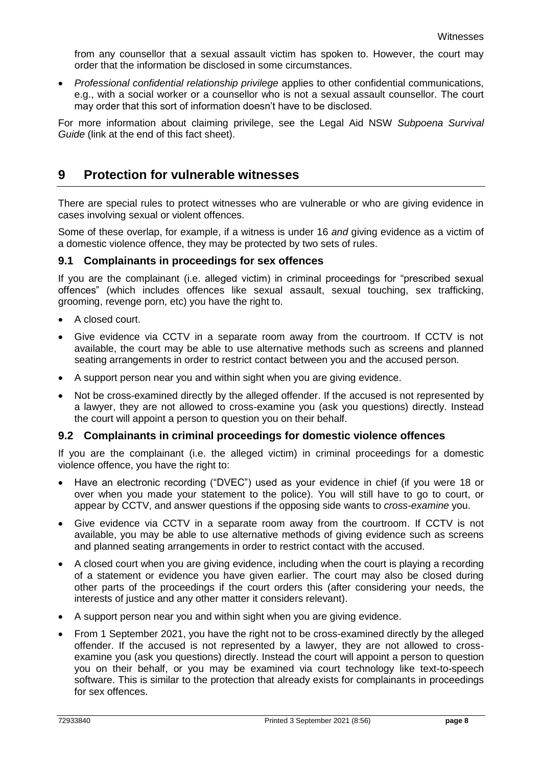from any counsellor that a sexual assault victim has spoken to. However, the court may order that the information be disclosed in some circumstances.

- *Professional confidential relationship privilege* applies to other confidential communications, e.g., with a social worker or a counsellor who is not a sexual assault counsellor. The court may order that this sort of information doesn't have to be disclosed.

For more information about claiming privilege, see the Legal Aid NSW *Subpoena Survival Guide* (link at the end of this fact sheet).

## 9 Protection for vulnerable witnesses

There are special rules to protect witnesses who are vulnerable or who are giving evidence in cases involving sexual or violent offences.

Some of these overlap, for example, if a witness is under 16 *and* giving evidence as a victim of a domestic violence offence, they may be protected by two sets of rules.

### 9.1 Complainants in proceedings for sex offences

If you are the complainant (i.e. alleged victim) in criminal proceedings for "prescribed sexual offences" (which includes offences like sexual assault, sexual touching, sex trafficking, grooming, revenge porn, etc) you have the right to.

- A closed court.
- Give evidence via CCTV in a separate room away from the courtroom. If CCTV is not available, the court may be able to use alternative methods such as screens and planned seating arrangements in order to restrict contact between you and the accused person.
- A support person near you and within sight when you are giving evidence.
- Not be cross-examined directly by the alleged offender. If the accused is not represented by a lawyer, they are not allowed to cross-examine you (ask you questions) directly. Instead the court will appoint a person to question you on their behalf.

### 9.2 Complainants in criminal proceedings for domestic violence offences

If you are the complainant (i.e. the alleged victim) in criminal proceedings for a domestic violence offence, you have the right to:

- Have an electronic recording ("DVEC") used as your evidence in chief (if you were 18 or over when you made your statement to the police). You will still have to go to court, or appear by CCTV, and answer questions if the opposing side wants to *cross-examine* you.
- Give evidence via CCTV in a separate room away from the courtroom. If CCTV is not available, you may be able to use alternative methods of giving evidence such as screens and planned seating arrangements in order to restrict contact with the accused.
- A closed court when you are giving evidence, including when the court is playing a recording of a statement or evidence you have given earlier. The court may also be closed during other parts of the proceedings if the court orders this (after considering your needs, the interests of justice and any other matter it considers relevant).
- A support person near you and within sight when you are giving evidence.
- From 1 September 2021, you have the right not to be cross-examined directly by the alleged offender. If the accused is not represented by a lawyer, they are not allowed to cross-examine you (ask you questions) directly. Instead the court will appoint a person to question you on their behalf, or you may be examined via court technology like text-to-speech software. This is similar to the protection that already exists for complainants in proceedings for sex offences.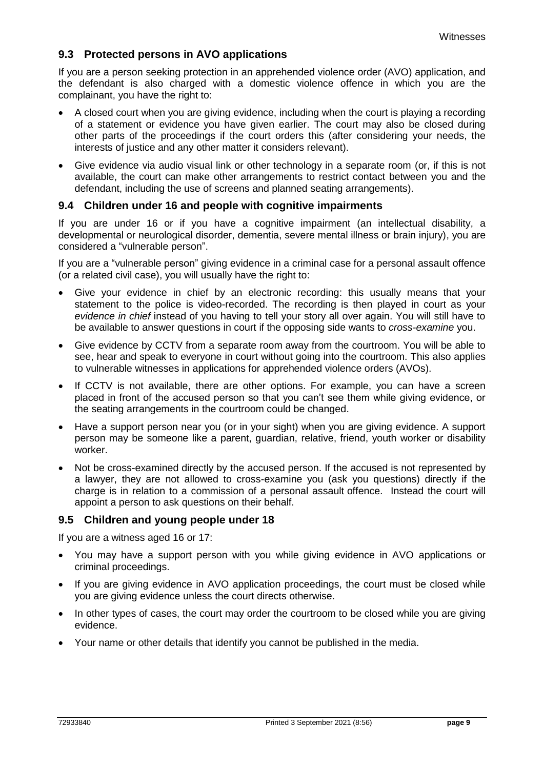## 9.3 Protected persons in AVO applications

If you are a person seeking protection in an apprehended violence order (AVO) application, and the defendant is also charged with a domestic violence offence in which you are the complainant, you have the right to:

- A closed court when you are giving evidence, including when the court is playing a recording of a statement or evidence you have given earlier. The court may also be closed during other parts of the proceedings if the court orders this (after considering your needs, the interests of justice and any other matter it considers relevant).
- Give evidence via audio visual link or other technology in a separate room (or, if this is not available, the court can make other arrangements to restrict contact between you and the defendant, including the use of screens and planned seating arrangements).

## 9.4 Children under 16 and people with cognitive impairments

If you are under 16 or if you have a cognitive impairment (an intellectual disability, a developmental or neurological disorder, dementia, severe mental illness or brain injury), you are considered a "vulnerable person".

If you are a "vulnerable person" giving evidence in a criminal case for a personal assault offence (or a related civil case), you will usually have the right to:

- Give your evidence in chief by an electronic recording: this usually means that your statement to the police is video-recorded. The recording is then played in court as your *evidence in chief* instead of you having to tell your story all over again. You will still have to be available to answer questions in court if the opposing side wants to *cross-examine* you.
- Give evidence by CCTV from a separate room away from the courtroom. You will be able to see, hear and speak to everyone in court without going into the courtroom. This also applies to vulnerable witnesses in applications for apprehended violence orders (AVOs).
- If CCTV is not available, there are other options. For example, you can have a screen placed in front of the accused person so that you can't see them while giving evidence, or the seating arrangements in the courtroom could be changed.
- Have a support person near you (or in your sight) when you are giving evidence. A support person may be someone like a parent, guardian, relative, friend, youth worker or disability worker.
- Not be cross-examined directly by the accused person. If the accused is not represented by a lawyer, they are not allowed to cross-examine you (ask you questions) directly if the charge is in relation to a commission of a personal assault offence. Instead the court will appoint a person to ask questions on their behalf.

## 9.5 Children and young people under 18

If you are a witness aged 16 or 17:

- You may have a support person with you while giving evidence in AVO applications or criminal proceedings.
- If you are giving evidence in AVO application proceedings, the court must be closed while you are giving evidence unless the court directs otherwise.
- In other types of cases, the court may order the courtroom to be closed while you are giving evidence.
- Your name or other details that identify you cannot be published in the media.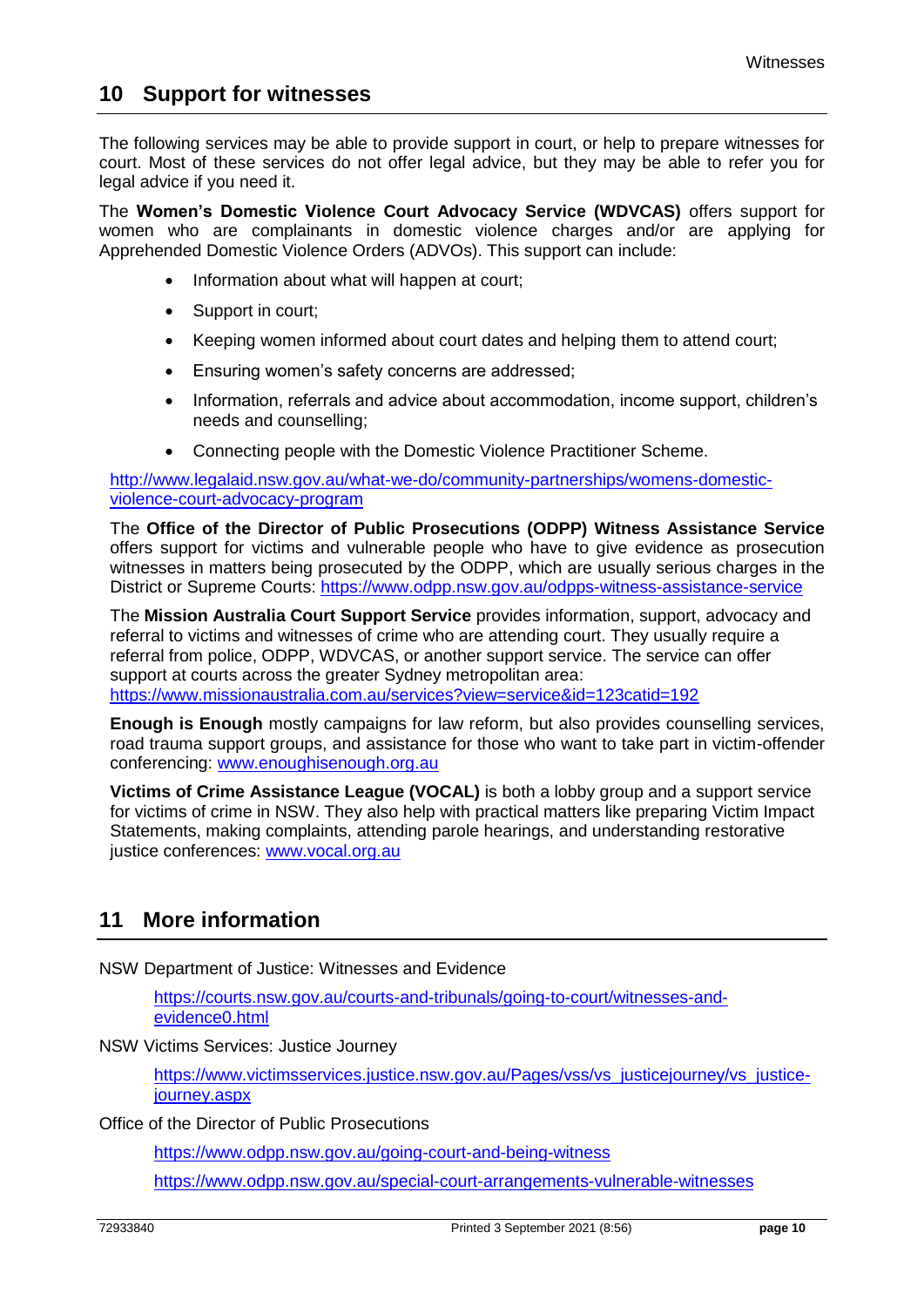## 10 Support for witnesses

The following services may be able to provide support in court, or help to prepare witnesses for court. Most of these services do not offer legal advice, but they may be able to refer you for legal advice if you need it.

The **Women's Domestic Violence Court Advocacy Service (WDVCAS)** offers support for women who are complainants in domestic violence charges and/or are applying for Apprehended Domestic Violence Orders (ADVOs). This support can include:

- Information about what will happen at court;
- Support in court;
- Keeping women informed about court dates and helping them to attend court;
- Ensuring women's safety concerns are addressed;
- Information, referrals and advice about accommodation, income support, children's needs and counselling;
- Connecting people with the Domestic Violence Practitioner Scheme.

http://www.legalaid.nsw.gov.au/what-we-do/community-partnerships/womens-domestic-violence-court-advocacy-program

The **Office of the Director of Public Prosecutions (ODPP) Witness Assistance Service** offers support for victims and vulnerable people who have to give evidence as prosecution witnesses in matters being prosecuted by the ODPP, which are usually serious charges in the District or Supreme Courts: https://www.odpp.nsw.gov.au/odpps-witness-assistance-service

The **Mission Australia Court Support Service** provides information, support, advocacy and referral to victims and witnesses of crime who are attending court. They usually require a referral from police, ODPP, WDVCAS, or another support service. The service can offer support at courts across the greater Sydney metropolitan area: https://www.missionaustralia.com.au/services?view=service&id=123catid=192

**Enough is Enough** mostly campaigns for law reform, but also provides counselling services, road trauma support groups, and assistance for those who want to take part in victim-offender conferencing: www.enoughisenough.org.au

**Victims of Crime Assistance League (VOCAL)** is both a lobby group and a support service for victims of crime in NSW. They also help with practical matters like preparing Victim Impact Statements, making complaints, attending parole hearings, and understanding restorative justice conferences: www.vocal.org.au

## 11 More information

NSW Department of Justice: Witnesses and Evidence

> https://courts.nsw.gov.au/courts-and-tribunals/going-to-court/witnesses-and-evidence0.html

NSW Victims Services: Justice Journey

> https://www.victimsservices.justice.nsw.gov.au/Pages/vss/vs_justicejourney/vs_justice-journey.aspx

Office of the Director of Public Prosecutions

> https://www.odpp.nsw.gov.au/going-court-and-being-witness
>
> https://www.odpp.nsw.gov.au/special-court-arrangements-vulnerable-witnesses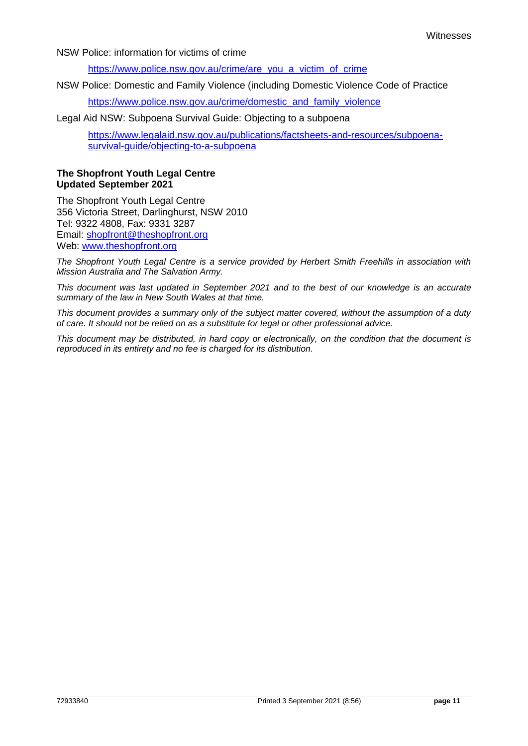NSW Police: information for victims of crime

https://www.police.nsw.gov.au/crime/are_you_a_victim_of_crime

NSW Police: Domestic and Family Violence (including Domestic Violence Code of Practice

https://www.police.nsw.gov.au/crime/domestic_and_family_violence

Legal Aid NSW: Subpoena Survival Guide: Objecting to a subpoena

https://www.legalaid.nsw.gov.au/publications/factsheets-and-resources/subpoena-survival-guide/objecting-to-a-subpoena

**The Shopfront Youth Legal Centre**
**Updated September 2021**

The Shopfront Youth Legal Centre
356 Victoria Street, Darlinghurst, NSW 2010
Tel: 9322 4808, Fax: 9331 3287
Email: shopfront@theshopfront.org
Web: www.theshopfront.org

*The Shopfront Youth Legal Centre is a service provided by Herbert Smith Freehills in association with Mission Australia and The Salvation Army.*

*This document was last updated in September 2021 and to the best of our knowledge is an accurate summary of the law in New South Wales at that time.*

*This document provides a summary only of the subject matter covered, without the assumption of a duty of care. It should not be relied on as a substitute for legal or other professional advice.*

*This document may be distributed, in hard copy or electronically, on the condition that the document is reproduced in its entirety and no fee is charged for its distribution.*